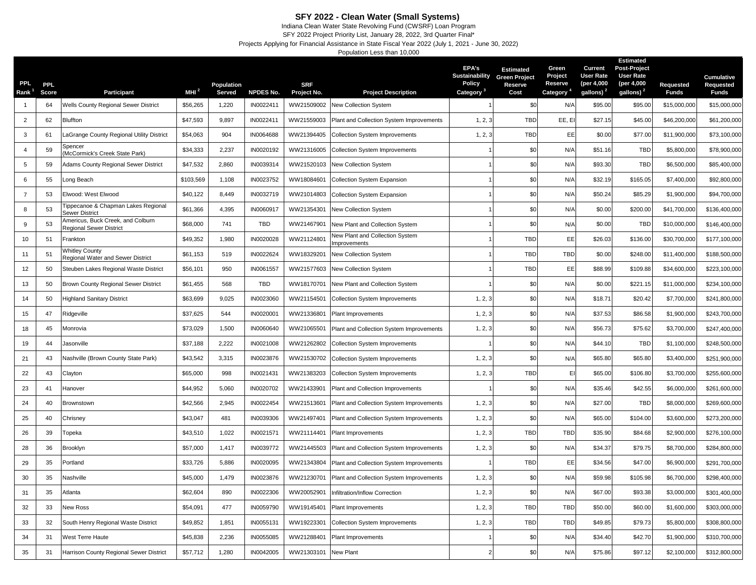# SFY 2022 - Clean Water (Small Systems)

Indiana Clean Water State Revolving Fund (CWSRF) Loan Program

SFY 2022 Project Priority List, January 28, 2022, 3rd Quarter Final*

Projects Applying for Financial Assistance in State Fiscal Year 2022 (July 1, 2021 - June 30, 2022)

Population Less than 10,000

| PPL Rank [1] | PPL Score | Participant | MHI [2] | Population Served | NPDES No. | SRF Project No. | Project Description | EPA's Sustainability Policy Category [3] | Estimated Green Project Reserve Cost | Green Project Reserve Category [4] | Current User Rate (per 4,000 gallons) [2] | Estimated Post-Project User Rate (per 4,000 gallons) [2] | Requested Funds | Cumulative Requested Funds |
|---|---|---|---|---|---|---|---|---|---|---|---|---|---|---|
| 1 | 64 | Wells County Regional Sewer District | $56,265 | 1,220 | IN0022411 | WW21509002 | New Collection System | 1 | $0 | N/A | $95.00 | $95.00 | $15,000,000 | $15,000,000 |
| 2 | 62 | Bluffton | $47,593 | 9,897 | IN0022411 | WW21559003 | Plant and Collection System Improvements | 1, 2, 3 | TBD | EE, EI | $27.15 | $45.00 | $46,200,000 | $61,200,000 |
| 3 | 61 | LaGrange County Regional Utility District | $54,063 | 904 | IN0064688 | WW21394405 | Collection System Improvements | 1, 2, 3 | TBD | EE | $0.00 | $77.00 | $11,900,000 | $73,100,000 |
| 4 | 59 | Spencer (McCormick's Creek State Park) | $34,333 | 2,237 | IN0020192 | WW21316005 | Collection System Improvements | 1 | $0 | N/A | $51.16 | TBD | $5,800,000 | $78,900,000 |
| 5 | 59 | Adams County Regional Sewer District | $47,532 | 2,860 | IN0039314 | WW21520103 | New Collection System | 1 | $0 | N/A | $93.30 | TBD | $6,500,000 | $85,400,000 |
| 6 | 55 | Long Beach | $103,569 | 1,108 | IN0023752 | WW18084601 | Collection System Expansion | 1 | $0 | N/A | $32.19 | $165.05 | $7,400,000 | $92,800,000 |
| 7 | 53 | Elwood: West Elwood | $40,122 | 8,449 | IN0032719 | WW21014803 | Collection System Expansion | 1 | $0 | N/A | $50.24 | $85.29 | $1,900,000 | $94,700,000 |
| 8 | 53 | Tippecanoe & Chapman Lakes Regional Sewer District | $61,366 | 4,395 | IN0060917 | WW21354301 | New Collection System | 1 | $0 | N/A | $0.00 | $200.00 | $41,700,000 | $136,400,000 |
| 9 | 53 | Americus, Buck Creek, and Colburn Regional Sewer District | $68,000 | 741 | TBD | WW21467901 | New Plant and Collection System | 1 | $0 | N/A | $0.00 | TBD | $10,000,000 | $146,400,000 |
| 10 | 51 | Frankton | $49,352 | 1,980 | IN0020028 | WW21124801 | New Plant and Collection System Improvements | 1 | TBD | EE | $26.03 | $136.00 | $30,700,000 | $177,100,000 |
| 11 | 51 | Whitley County Regional Water and Sewer District | $61,153 | 519 | IN0022624 | WW18329201 | New Collection System | 1 | TBD | TBD | $0.00 | $248.00 | $11,400,000 | $188,500,000 |
| 12 | 50 | Steuben Lakes Regional Waste District | $56,101 | 950 | IN0061557 | WW21577603 | New Collection System | 1 | TBD | EE | $88.99 | $109.88 | $34,600,000 | $223,100,000 |
| 13 | 50 | Brown County Regional Sewer District | $61,455 | 568 | TBD | WW18170701 | New Plant and Collection System | 1 | $0 | N/A | $0.00 | $221.15 | $11,000,000 | $234,100,000 |
| 14 | 50 | Highland Sanitary District | $63,699 | 9,025 | IN0023060 | WW21154501 | Collection System Improvements | 1, 2, 3 | $0 | N/A | $18.71 | $20.42 | $7,700,000 | $241,800,000 |
| 15 | 47 | Ridgeville | $37,625 | 544 | IN0020001 | WW21336801 | Plant Improvements | 1, 2, 3 | $0 | N/A | $37.53 | $86.58 | $1,900,000 | $243,700,000 |
| 18 | 45 | Monrovia | $73,029 | 1,500 | IN0060640 | WW21065501 | Plant and Collection System Improvements | 1, 2, 3 | $0 | N/A | $56.73 | $75.62 | $3,700,000 | $247,400,000 |
| 19 | 44 | Jasonville | $37,188 | 2,222 | IN0021008 | WW21262802 | Collection System Improvements | 1 | $0 | N/A | $44.10 | TBD | $1,100,000 | $248,500,000 |
| 21 | 43 | Nashville (Brown County State Park) | $43,542 | 3,315 | IN0023876 | WW21530702 | Collection System Improvements | 1, 2, 3 | $0 | N/A | $65.80 | $65.80 | $3,400,000 | $251,900,000 |
| 22 | 43 | Clayton | $65,000 | 998 | IN0021431 | WW21383203 | Collection System Improvements | 1, 2, 3 | TBD | EI | $65.00 | $106.80 | $3,700,000 | $255,600,000 |
| 23 | 41 | Hanover | $44,952 | 5,060 | IN0020702 | WW21433901 | Plant and Collection Improvements | 1 | $0 | N/A | $35.46 | $42.55 | $6,000,000 | $261,600,000 |
| 24 | 40 | Brownstown | $42,566 | 2,945 | IN0022454 | WW21513601 | Plant and Collection System Improvements | 1, 2, 3 | $0 | N/A | $27.00 | TBD | $8,000,000 | $269,600,000 |
| 25 | 40 | Chrisney | $43,047 | 481 | IN0039306 | WW21497401 | Plant and Collection System Improvements | 1, 2, 3 | $0 | N/A | $65.00 | $104.00 | $3,600,000 | $273,200,000 |
| 26 | 39 | Topeka | $43,510 | 1,022 | IN0021571 | WW21114401 | Plant Improvements | 1, 2, 3 | TBD | TBD | $35.90 | $84.68 | $2,900,000 | $276,100,000 |
| 28 | 36 | Brooklyn | $57,000 | 1,417 | IN0039772 | WW21445503 | Plant and Collection System Improvements | 1, 2, 3 | $0 | N/A | $34.37 | $79.75 | $8,700,000 | $284,800,000 |
| 29 | 35 | Portland | $33,726 | 5,886 | IN0020095 | WW21343804 | Plant and Collection System Improvements | 1 | TBD | EE | $34.56 | $47.00 | $6,900,000 | $291,700,000 |
| 30 | 35 | Nashville | $45,000 | 1,479 | IN0023876 | WW21230701 | Plant and Collection System Improvements | 1, 2, 3 | $0 | N/A | $59.98 | $105.98 | $6,700,000 | $298,400,000 |
| 31 | 35 | Atlanta | $62,604 | 890 | IN0022306 | WW20052901 | Infiltration/Inflow Correction | 1, 2, 3 | $0 | N/A | $67.00 | $93.38 | $3,000,000 | $301,400,000 |
| 32 | 33 | New Ross | $54,091 | 477 | IN0059790 | WW19145401 | Plant Improvements | 1, 2, 3 | TBD | TBD | $50.00 | $60.00 | $1,600,000 | $303,000,000 |
| 33 | 32 | South Henry Regional Waste District | $49,852 | 1,851 | IN0055131 | WW19223301 | Collection System Improvements | 1, 2, 3 | TBD | TBD | $49.85 | $79.73 | $5,800,000 | $308,800,000 |
| 34 | 31 | West Terre Haute | $45,838 | 2,236 | IN0055085 | WW21288401 | Plant Improvements | 1 | $0 | N/A | $34.40 | $42.70 | $1,900,000 | $310,700,000 |
| 35 | 31 | Harrison County Regional Sewer District | $57,712 | 1,280 | IN0042005 | WW21303101 | New Plant | 2 | $0 | N/A | $75.86 | $97.12 | $2,100,000 | $312,800,000 |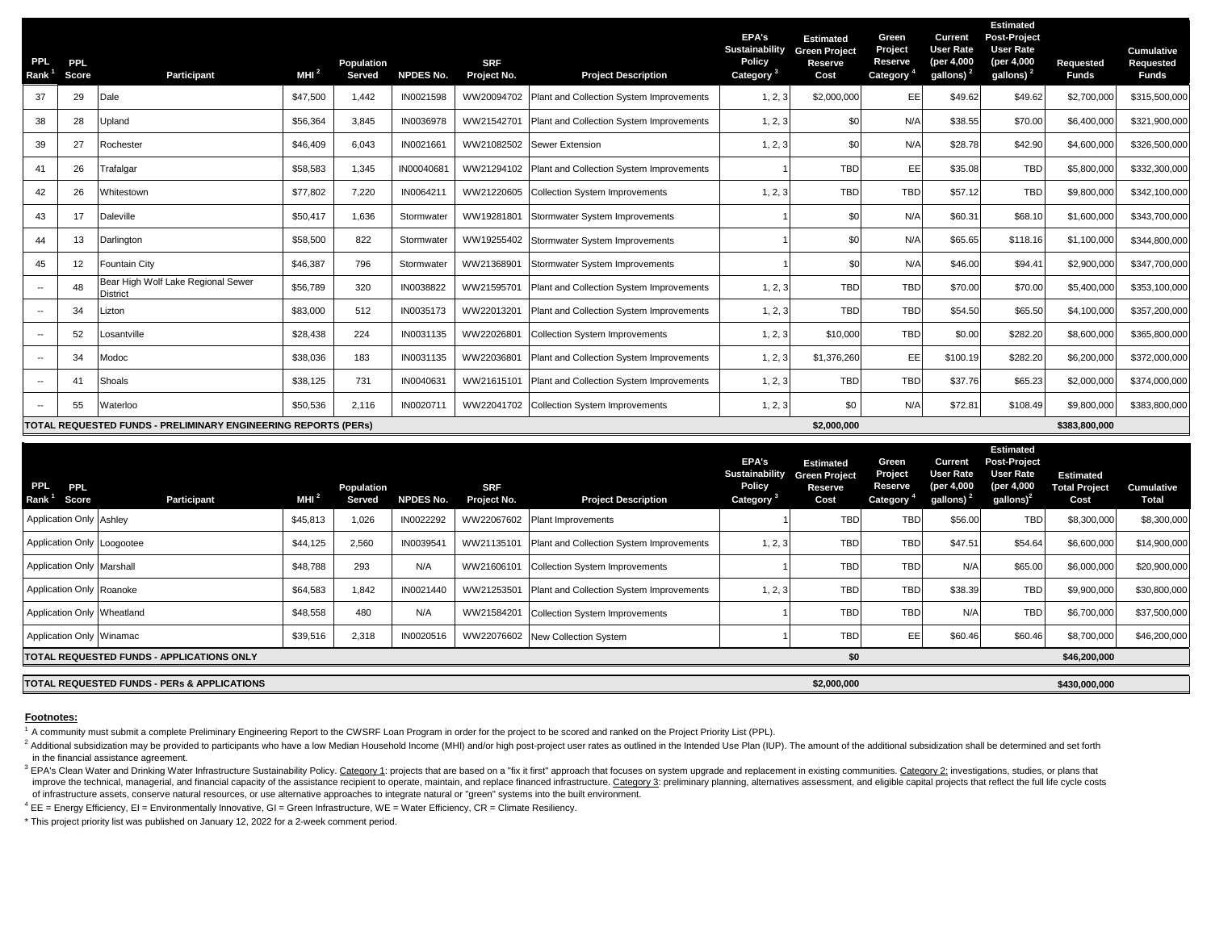| PPL Rank [1] | PPL Score | Participant | MHI [2] | Population Served | NPDES No. | SRF Project No. | Project Description | EPA's Sustainability Policy Category [3] | Estimated Green Project Reserve Cost | Green Project Reserve Category [4] | Current User Rate (per 4,000 gallons) [2] | Estimated Post-Project User Rate (per 4,000 gallons) [2] | Requested Funds | Cumulative Requested Funds |
|---|---|---|---|---|---|---|---|---|---|---|---|---|---|---|
| 37 | 29 | Dale | $47,500 | 1,442 | IN0021598 | WW20094702 | Plant and Collection System Improvements | 1, 2, 3 | $2,000,000 | EE | $49.62 | $49.62 | $2,700,000 | $315,500,000 |
| 38 | 28 | Upland | $56,364 | 3,845 | IN0036978 | WW21542701 | Plant and Collection System Improvements | 1, 2, 3 | $0 | N/A | $38.55 | $70.00 | $6,400,000 | $321,900,000 |
| 39 | 27 | Rochester | $46,409 | 6,043 | IN0021661 | WW21082502 | Sewer Extension | 1, 2, 3 | $0 | N/A | $28.78 | $42.90 | $4,600,000 | $326,500,000 |
| 41 | 26 | Trafalgar | $58,583 | 1,345 | IN00040681 | WW21294102 | Plant and Collection System Improvements | 1 | TBD | EE | $35.08 | TBD | $5,800,000 | $332,300,000 |
| 42 | 26 | Whitestown | $77,802 | 7,220 | IN0064211 | WW21220605 | Collection System Improvements | 1, 2, 3 | TBD | TBD | $57.12 | TBD | $9,800,000 | $342,100,000 |
| 43 | 17 | Daleville | $50,417 | 1,636 | Stormwater | WW19281801 | Stormwater System Improvements | 1 | $0 | N/A | $60.31 | $68.10 | $1,600,000 | $343,700,000 |
| 44 | 13 | Darlington | $58,500 | 822 | Stormwater | WW19255402 | Stormwater System Improvements | 1 | $0 | N/A | $65.65 | $118.16 | $1,100,000 | $344,800,000 |
| 45 | 12 | Fountain City | $46,387 | 796 | Stormwater | WW21368901 | Stormwater System Improvements | 1 | $0 | N/A | $46.00 | $94.41 | $2,900,000 | $347,700,000 |
| -- | 48 | Bear High Wolf Lake Regional Sewer District | $56,789 | 320 | IN0038822 | WW21595701 | Plant and Collection System Improvements | 1, 2, 3 | TBD | TBD | $70.00 | $70.00 | $5,400,000 | $353,100,000 |
| -- | 34 | Lizton | $83,000 | 512 | IN0035173 | WW22013201 | Plant and Collection System Improvements | 1, 2, 3 | TBD | TBD | $54.50 | $65.50 | $4,100,000 | $357,200,000 |
| -- | 52 | Losantville | $28,438 | 224 | IN0031135 | WW22026801 | Collection System Improvements | 1, 2, 3 | $10,000 | TBD | $0.00 | $282.20 | $8,600,000 | $365,800,000 |
| -- | 34 | Modoc | $38,036 | 183 | IN0031135 | WW22036801 | Plant and Collection System Improvements | 1, 2, 3 | $1,376,260 | EE | $100.19 | $282.20 | $6,200,000 | $372,000,000 |
| -- | 41 | Shoals | $38,125 | 731 | IN0040631 | WW21615101 | Plant and Collection System Improvements | 1, 2, 3 | TBD | TBD | $37.76 | $65.23 | $2,000,000 | $374,000,000 |
| -- | 55 | Waterloo | $50,536 | 2,116 | IN0020711 | WW22041702 | Collection System Improvements | 1, 2, 3 | $0 | N/A | $72.81 | $108.49 | $9,800,000 | $383,800,000 |
| **TOTAL REQUESTED FUNDS - PRELIMINARY ENGINEERING REPORTS (PERs)** | | | | | | | | | **$2,000,000** | | | | **$383,800,000** | |

| PPL Rank [1] | PPL Score | Participant | MHI [2] | Population Served | NPDES No. | SRF Project No. | Project Description | EPA's Sustainability Policy Category [3] | Estimated Green Project Reserve Cost | Green Project Reserve Category [4] | Current User Rate (per 4,000 gallons) [2] | Estimated Post-Project User Rate (per 4,000 gallons) [2] | Estimated Total Project Cost | Cumulative Total |
|---|---|---|---|---|---|---|---|---|---|---|---|---|---|---|
| Application Only | | Ashley | $45,813 | 1,026 | IN0022292 | WW22067602 | Plant Improvements | 1 | TBD | TBD | $56.00 | TBD | $8,300,000 | $8,300,000 |
| Application Only | | Loogootee | $44,125 | 2,560 | IN0039541 | WW21135101 | Plant and Collection System Improvements | 1, 2, 3 | TBD | TBD | $47.51 | $54.64 | $6,600,000 | $14,900,000 |
| Application Only | | Marshall | $48,788 | 293 | N/A | WW21606101 | Collection System Improvements | 1 | TBD | TBD | N/A | $65.00 | $6,000,000 | $20,900,000 |
| Application Only | | Roanoke | $64,583 | 1,842 | IN0021440 | WW21253501 | Plant and Collection System Improvements | 1, 2, 3 | TBD | TBD | $38.39 | TBD | $9,900,000 | $30,800,000 |
| Application Only | | Wheatland | $48,558 | 480 | N/A | WW21584201 | Collection System Improvements | 1 | TBD | TBD | N/A | TBD | $6,700,000 | $37,500,000 |
| Application Only | | Winamac | $39,516 | 2,318 | IN0020516 | WW22076602 | New Collection System | 1 | TBD | EE | $60.46 | $60.46 | $8,700,000 | $46,200,000 |
| **TOTAL REQUESTED FUNDS - APPLICATIONS ONLY** | | | | | | | | | **$0** | | | | **$46,200,000** | |
| **TOTAL REQUESTED FUNDS - PERs & APPLICATIONS** | | | | | | | | | **$2,000,000** | | | | **$430,000,000** | |

**Footnotes:**

[1] A community must submit a complete Preliminary Engineering Report to the CWSRF Loan Program in order for the project to be scored and ranked on the Project Priority List (PPL).

[2] Additional subsidization may be provided to participants who have a low Median Household Income (MHI) and/or high post-project user rates as outlined in the Intended Use Plan (IUP). The amount of the additional subsidization shall be determined and set forth in the financial assistance agreement.

[3] EPA's Clean Water and Drinking Water Infrastructure Sustainability Policy. Category 1: projects that are based on a "fix it first" approach that focuses on system upgrade and replacement in existing communities. Category 2: investigations, studies, or plans that improve the technical, managerial, and financial capacity of the assistance recipient to operate, maintain, and replace financed infrastructure. Category 3: preliminary planning, alternatives assessment, and eligible capital projects that reflect the full life cycle costs of infrastructure assets, conserve natural resources, or use alternative approaches to integrate natural or "green" systems into the built environment.

[4] EE = Energy Efficiency, EI = Environmentally Innovative, GI = Green Infrastructure, WE = Water Efficiency, CR = Climate Resiliency.

* This project priority list was published on January 12, 2022 for a 2-week comment period.